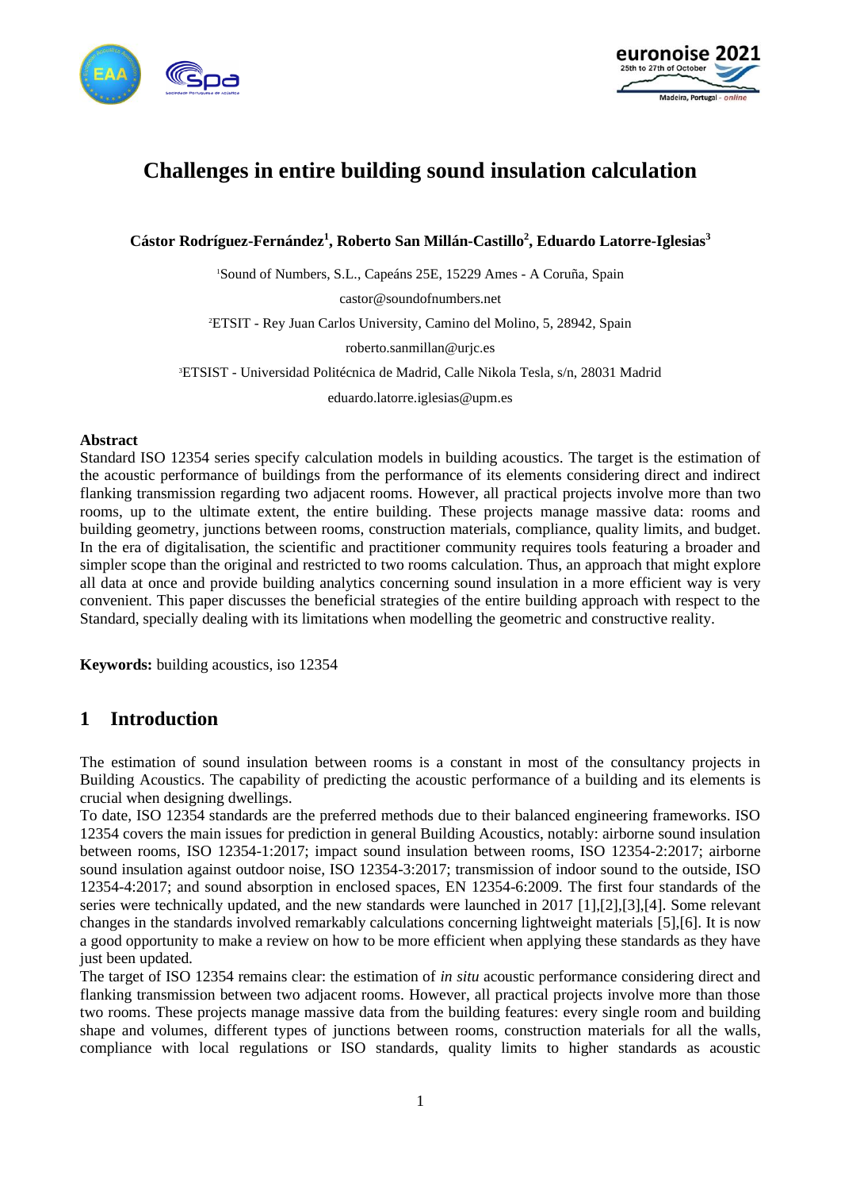# Challenges in entire building sound insulation calculation

**Cástor Rodríguez-Fernández[1], Roberto San Millán-Castillo[2], Eduardo Latorre-Iglesias[3]**

[1]Sound of Numbers, S.L., Capeáns 25E, 15229 Ames - A Coruña, Spain

castor@soundofnumbers.net

[2]ETSIT - Rey Juan Carlos University, Camino del Molino, 5, 28942, Spain

roberto.sanmillan@urjc.es

[3]ETSIST - Universidad Politécnica de Madrid, Calle Nikola Tesla, s/n, 28031 Madrid

eduardo.latorre.iglesias@upm.es

**Abstract**

Standard ISO 12354 series specify calculation models in building acoustics. The target is the estimation of the acoustic performance of buildings from the performance of its elements considering direct and indirect flanking transmission regarding two adjacent rooms. However, all practical projects involve more than two rooms, up to the ultimate extent, the entire building. These projects manage massive data: rooms and building geometry, junctions between rooms, construction materials, compliance, quality limits, and budget. In the era of digitalisation, the scientific and practitioner community requires tools featuring a broader and simpler scope than the original and restricted to two rooms calculation. Thus, an approach that might explore all data at once and provide building analytics concerning sound insulation in a more efficient way is very convenient. This paper discusses the beneficial strategies of the entire building approach with respect to the Standard, specially dealing with its limitations when modelling the geometric and constructive reality.

**Keywords:** building acoustics, iso 12354

## 1 Introduction

The estimation of sound insulation between rooms is a constant in most of the consultancy projects in Building Acoustics. The capability of predicting the acoustic performance of a building and its elements is crucial when designing dwellings.

To date, ISO 12354 standards are the preferred methods due to their balanced engineering frameworks. ISO 12354 covers the main issues for prediction in general Building Acoustics, notably: airborne sound insulation between rooms, ISO 12354-1:2017; impact sound insulation between rooms, ISO 12354-2:2017; airborne sound insulation against outdoor noise, ISO 12354-3:2017; transmission of indoor sound to the outside, ISO 12354-4:2017; and sound absorption in enclosed spaces, EN 12354-6:2009. The first four standards of the series were technically updated, and the new standards were launched in 2017 [1],[2],[3],[4]. Some relevant changes in the standards involved remarkably calculations concerning lightweight materials [5],[6]. It is now a good opportunity to make a review on how to be more efficient when applying these standards as they have just been updated.

The target of ISO 12354 remains clear: the estimation of *in situ* acoustic performance considering direct and flanking transmission between two adjacent rooms. However, all practical projects involve more than those two rooms. These projects manage massive data from the building features: every single room and building shape and volumes, different types of junctions between rooms, construction materials for all the walls, compliance with local regulations or ISO standards, quality limits to higher standards as acoustic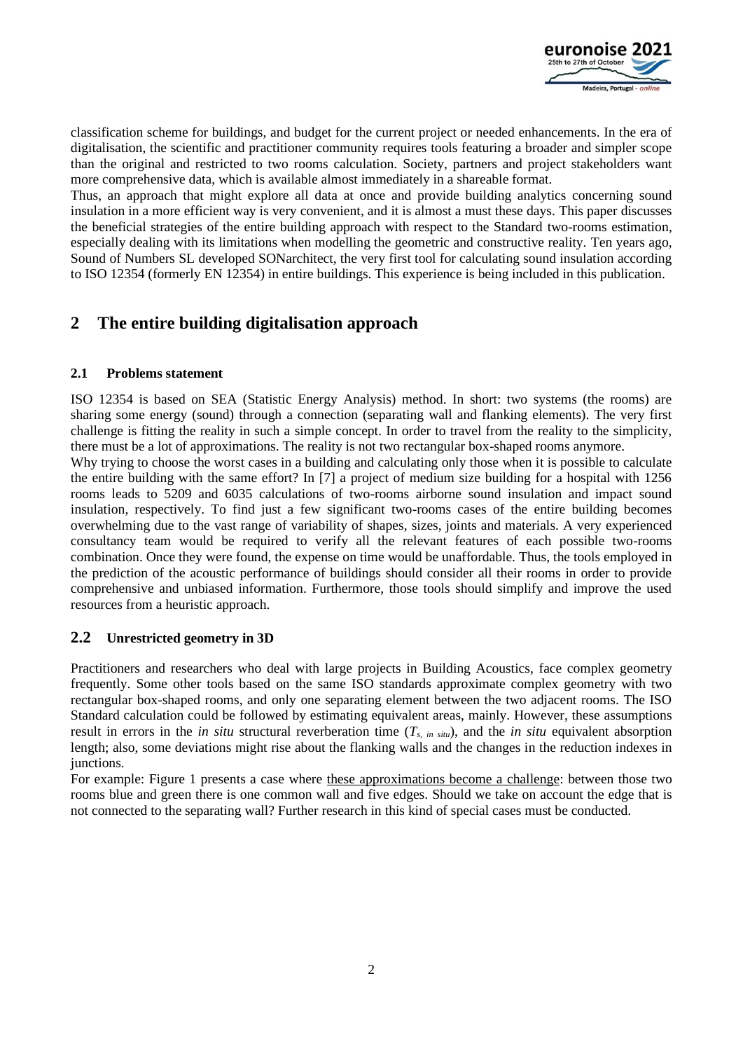classification scheme for buildings, and budget for the current project or needed enhancements. In the era of digitalisation, the scientific and practitioner community requires tools featuring a broader and simpler scope than the original and restricted to two rooms calculation. Society, partners and project stakeholders want more comprehensive data, which is available almost immediately in a shareable format.

Thus, an approach that might explore all data at once and provide building analytics concerning sound insulation in a more efficient way is very convenient, and it is almost a must these days. This paper discusses the beneficial strategies of the entire building approach with respect to the Standard two-rooms estimation, especially dealing with its limitations when modelling the geometric and constructive reality. Ten years ago, Sound of Numbers SL developed SONarchitect, the very first tool for calculating sound insulation according to ISO 12354 (formerly EN 12354) in entire buildings. This experience is being included in this publication.

## 2 The entire building digitalisation approach

### 2.1 Problems statement

ISO 12354 is based on SEA (Statistic Energy Analysis) method. In short: two systems (the rooms) are sharing some energy (sound) through a connection (separating wall and flanking elements). The very first challenge is fitting the reality in such a simple concept. In order to travel from the reality to the simplicity, there must be a lot of approximations. The reality is not two rectangular box-shaped rooms anymore.

Why trying to choose the worst cases in a building and calculating only those when it is possible to calculate the entire building with the same effort? In [7] a project of medium size building for a hospital with 1256 rooms leads to 5209 and 6035 calculations of two-rooms airborne sound insulation and impact sound insulation, respectively. To find just a few significant two-rooms cases of the entire building becomes overwhelming due to the vast range of variability of shapes, sizes, joints and materials. A very experienced consultancy team would be required to verify all the relevant features of each possible two-rooms combination. Once they were found, the expense on time would be unaffordable. Thus, the tools employed in the prediction of the acoustic performance of buildings should consider all their rooms in order to provide comprehensive and unbiased information. Furthermore, those tools should simplify and improve the used resources from a heuristic approach.

### 2.2 Unrestricted geometry in 3D

Practitioners and researchers who deal with large projects in Building Acoustics, face complex geometry frequently. Some other tools based on the same ISO standards approximate complex geometry with two rectangular box-shaped rooms, and only one separating element between the two adjacent rooms. The ISO Standard calculation could be followed by estimating equivalent areas, mainly. However, these assumptions result in errors in the *in situ* structural reverberation time ($T_{s,\ in\ situ}$), and the *in situ* equivalent absorption length; also, some deviations might rise about the flanking walls and the changes in the reduction indexes in junctions.

For example: Figure 1 presents a case where these approximations become a challenge: between those two rooms blue and green there is one common wall and five edges. Should we take on account the edge that is not connected to the separating wall? Further research in this kind of special cases must be conducted.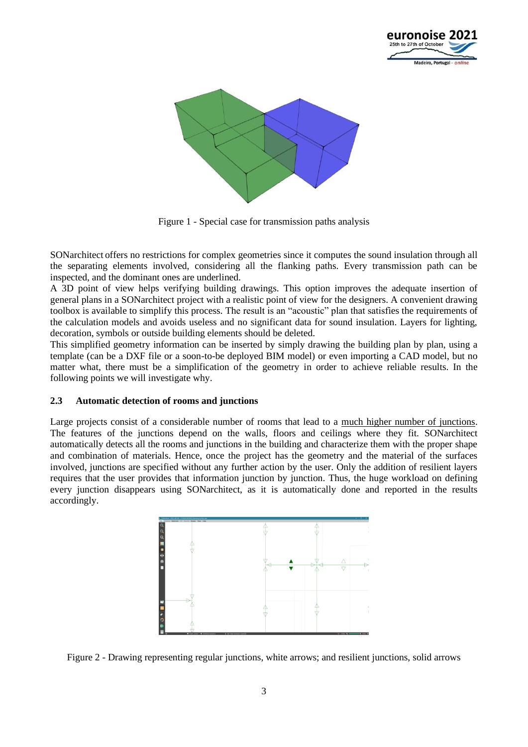Figure 1 - Special case for transmission paths analysis

SONarchitect offers no restrictions for complex geometries since it computes the sound insulation through all the separating elements involved, considering all the flanking paths. Every transmission path can be inspected, and the dominant ones are underlined.

A 3D point of view helps verifying building drawings. This option improves the adequate insertion of general plans in a SONarchitect project with a realistic point of view for the designers. A convenient drawing toolbox is available to simplify this process. The result is an "acoustic" plan that satisfies the requirements of the calculation models and avoids useless and no significant data for sound insulation. Layers for lighting, decoration, symbols or outside building elements should be deleted.

This simplified geometry information can be inserted by simply drawing the building plan by plan, using a template (can be a DXF file or a soon-to-be deployed BIM model) or even importing a CAD model, but no matter what, there must be a simplification of the geometry in order to achieve reliable results. In the following points we will investigate why.

### 2.3 Automatic detection of rooms and junctions

Large projects consist of a considerable number of rooms that lead to a much higher number of junctions. The features of the junctions depend on the walls, floors and ceilings where they fit. SONarchitect automatically detects all the rooms and junctions in the building and characterize them with the proper shape and combination of materials. Hence, once the project has the geometry and the material of the surfaces involved, junctions are specified without any further action by the user. Only the addition of resilient layers requires that the user provides that information junction by junction. Thus, the huge workload on defining every junction disappears using SONarchitect, as it is automatically done and reported in the results accordingly.

Figure 2 - Drawing representing regular junctions, white arrows; and resilient junctions, solid arrows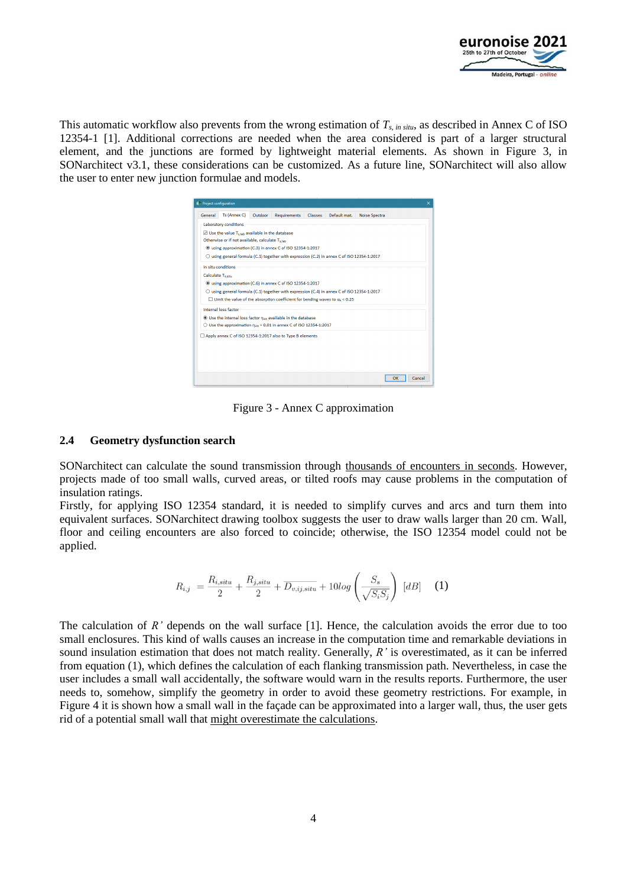This automatic workflow also prevents from the wrong estimation of $T_{s,\,in\,situ}$, as described in Annex C of ISO 12354-1 [1]. Additional corrections are needed when the area considered is part of a larger structural element, and the junctions are formed by lightweight material elements. As shown in Figure 3, in SONarchitect v3.1, these considerations can be customized. As a future line, SONarchitect will also allow the user to enter new junction formulae and models.

Figure 3 - Annex C approximation

### 2.4 Geometry dysfunction search

SONarchitect can calculate the sound transmission through thousands of encounters in seconds. However, projects made of too small walls, curved areas, or tilted roofs may cause problems in the computation of insulation ratings.

Firstly, for applying ISO 12354 standard, it is needed to simplify curves and arcs and turn them into equivalent surfaces. SONarchitect drawing toolbox suggests the user to draw walls larger than 20 cm. Wall, floor and ceiling encounters are also forced to coincide; otherwise, the ISO 12354 model could not be applied.

$$R_{ij} = \frac{R_{i,situ}}{2} + \frac{R_{j,situ}}{2} + \overline{D_{v,ij,situ}} + 10log\left(\frac{S_s}{\sqrt{S_i S_j}}\right)\ [dB] \quad (1)$$

The calculation of $R'$ depends on the wall surface [1]. Hence, the calculation avoids the error due to too small enclosures. This kind of walls causes an increase in the computation time and remarkable deviations in sound insulation estimation that does not match reality. Generally, $R'$ is overestimated, as it can be inferred from equation (1), which defines the calculation of each flanking transmission path. Nevertheless, in case the user includes a small wall accidentally, the software would warn in the results reports. Furthermore, the user needs to, somehow, simplify the geometry in order to avoid these geometry restrictions. For example, in Figure 4 it is shown how a small wall in the façade can be approximated into a larger wall, thus, the user gets rid of a potential small wall that might overestimate the calculations.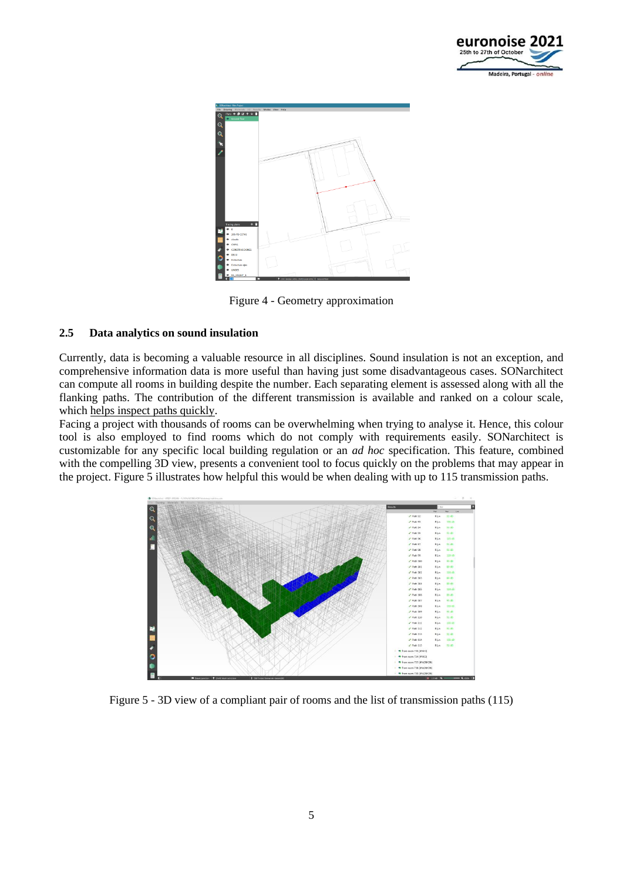Figure 4 - Geometry approximation

### 2.5 Data analytics on sound insulation

Currently, data is becoming a valuable resource in all disciplines. Sound insulation is not an exception, and comprehensive information data is more useful than having just some disadvantageous cases. SONarchitect can compute all rooms in building despite the number. Each separating element is assessed along with all the flanking paths. The contribution of the different transmission is available and ranked on a colour scale, which helps inspect paths quickly.

Facing a project with thousands of rooms can be overwhelming when trying to analyse it. Hence, this colour tool is also employed to find rooms which do not comply with requirements easily. SONarchitect is customizable for any specific local building regulation or an *ad hoc* specification. This feature, combined with the compelling 3D view, presents a convenient tool to focus quickly on the problems that may appear in the project. Figure 5 illustrates how helpful this would be when dealing with up to 115 transmission paths.

Figure 5 - 3D view of a compliant pair of rooms and the list of transmission paths (115)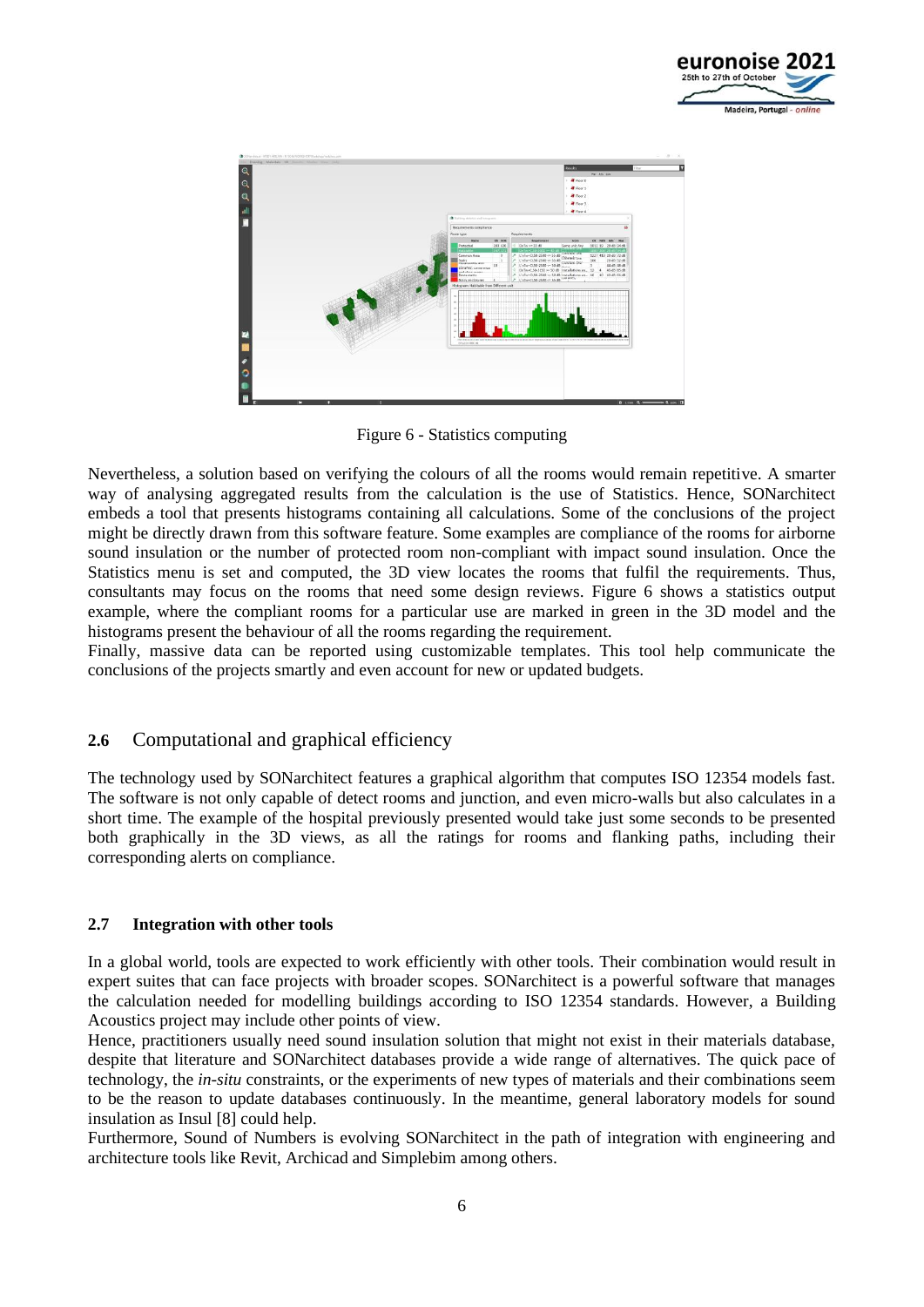Figure 6 - Statistics computing

Nevertheless, a solution based on verifying the colours of all the rooms would remain repetitive. A smarter way of analysing aggregated results from the calculation is the use of Statistics. Hence, SONarchitect embeds a tool that presents histograms containing all calculations. Some of the conclusions of the project might be directly drawn from this software feature. Some examples are compliance of the rooms for airborne sound insulation or the number of protected room non-compliant with impact sound insulation. Once the Statistics menu is set and computed, the 3D view locates the rooms that fulfil the requirements. Thus, consultants may focus on the rooms that need some design reviews. Figure 6 shows a statistics output example, where the compliant rooms for a particular use are marked in green in the 3D model and the histograms present the behaviour of all the rooms regarding the requirement.

Finally, massive data can be reported using customizable templates. This tool help communicate the conclusions of the projects smartly and even account for new or updated budgets.

## 2.6 Computational and graphical efficiency

The technology used by SONarchitect features a graphical algorithm that computes ISO 12354 models fast. The software is not only capable of detect rooms and junction, and even micro-walls but also calculates in a short time. The example of the hospital previously presented would take just some seconds to be presented both graphically in the 3D views, as all the ratings for rooms and flanking paths, including their corresponding alerts on compliance.

### 2.7 Integration with other tools

In a global world, tools are expected to work efficiently with other tools. Their combination would result in expert suites that can face projects with broader scopes. SONarchitect is a powerful software that manages the calculation needed for modelling buildings according to ISO 12354 standards. However, a Building Acoustics project may include other points of view.

Hence, practitioners usually need sound insulation solution that might not exist in their materials database, despite that literature and SONarchitect databases provide a wide range of alternatives. The quick pace of technology, the *in-situ* constraints, or the experiments of new types of materials and their combinations seem to be the reason to update databases continuously. In the meantime, general laboratory models for sound insulation as Insul [8] could help.

Furthermore, Sound of Numbers is evolving SONarchitect in the path of integration with engineering and architecture tools like Revit, Archicad and Simplebim among others.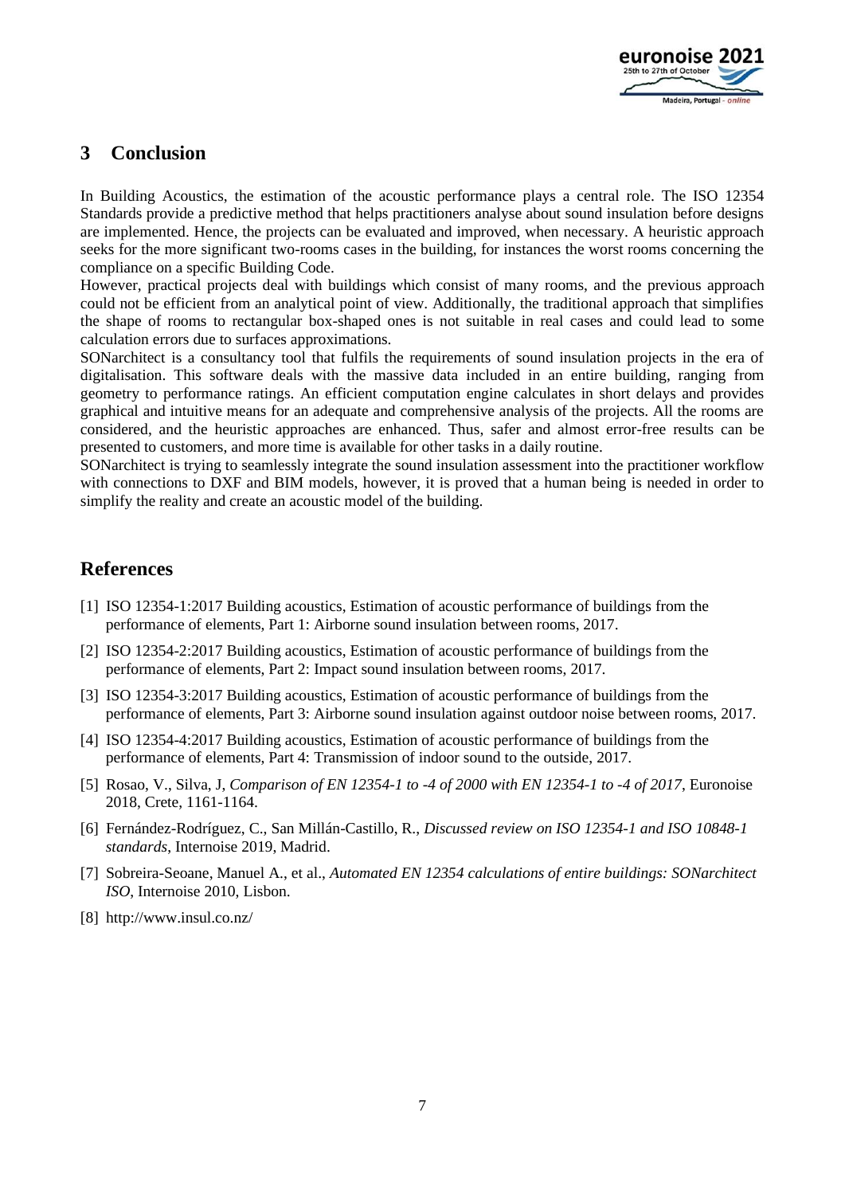## 3 Conclusion

In Building Acoustics, the estimation of the acoustic performance plays a central role. The ISO 12354 Standards provide a predictive method that helps practitioners analyse about sound insulation before designs are implemented. Hence, the projects can be evaluated and improved, when necessary. A heuristic approach seeks for the more significant two-rooms cases in the building, for instances the worst rooms concerning the compliance on a specific Building Code.

However, practical projects deal with buildings which consist of many rooms, and the previous approach could not be efficient from an analytical point of view. Additionally, the traditional approach that simplifies the shape of rooms to rectangular box-shaped ones is not suitable in real cases and could lead to some calculation errors due to surfaces approximations.

SONarchitect is a consultancy tool that fulfils the requirements of sound insulation projects in the era of digitalisation. This software deals with the massive data included in an entire building, ranging from geometry to performance ratings. An efficient computation engine calculates in short delays and provides graphical and intuitive means for an adequate and comprehensive analysis of the projects. All the rooms are considered, and the heuristic approaches are enhanced. Thus, safer and almost error-free results can be presented to customers, and more time is available for other tasks in a daily routine.

SONarchitect is trying to seamlessly integrate the sound insulation assessment into the practitioner workflow with connections to DXF and BIM models, however, it is proved that a human being is needed in order to simplify the reality and create an acoustic model of the building.

## References

[1] ISO 12354-1:2017 Building acoustics, Estimation of acoustic performance of buildings from the performance of elements, Part 1: Airborne sound insulation between rooms, 2017.

[2] ISO 12354-2:2017 Building acoustics, Estimation of acoustic performance of buildings from the performance of elements, Part 2: Impact sound insulation between rooms, 2017.

[3] ISO 12354-3:2017 Building acoustics, Estimation of acoustic performance of buildings from the performance of elements, Part 3: Airborne sound insulation against outdoor noise between rooms, 2017.

[4] ISO 12354-4:2017 Building acoustics, Estimation of acoustic performance of buildings from the performance of elements, Part 4: Transmission of indoor sound to the outside, 2017.

[5] Rosao, V., Silva, J, *Comparison of EN 12354-1 to -4 of 2000 with EN 12354-1 to -4 of 2017*, Euronoise 2018, Crete, 1161-1164.

[6] Fernández-Rodríguez, C., San Millán-Castillo, R., *Discussed review on ISO 12354-1 and ISO 10848-1 standards*, Internoise 2019, Madrid.

[7] Sobreira-Seoane, Manuel A., et al., *Automated EN 12354 calculations of entire buildings: SONarchitect ISO*, Internoise 2010, Lisbon.

[8] http://www.insul.co.nz/